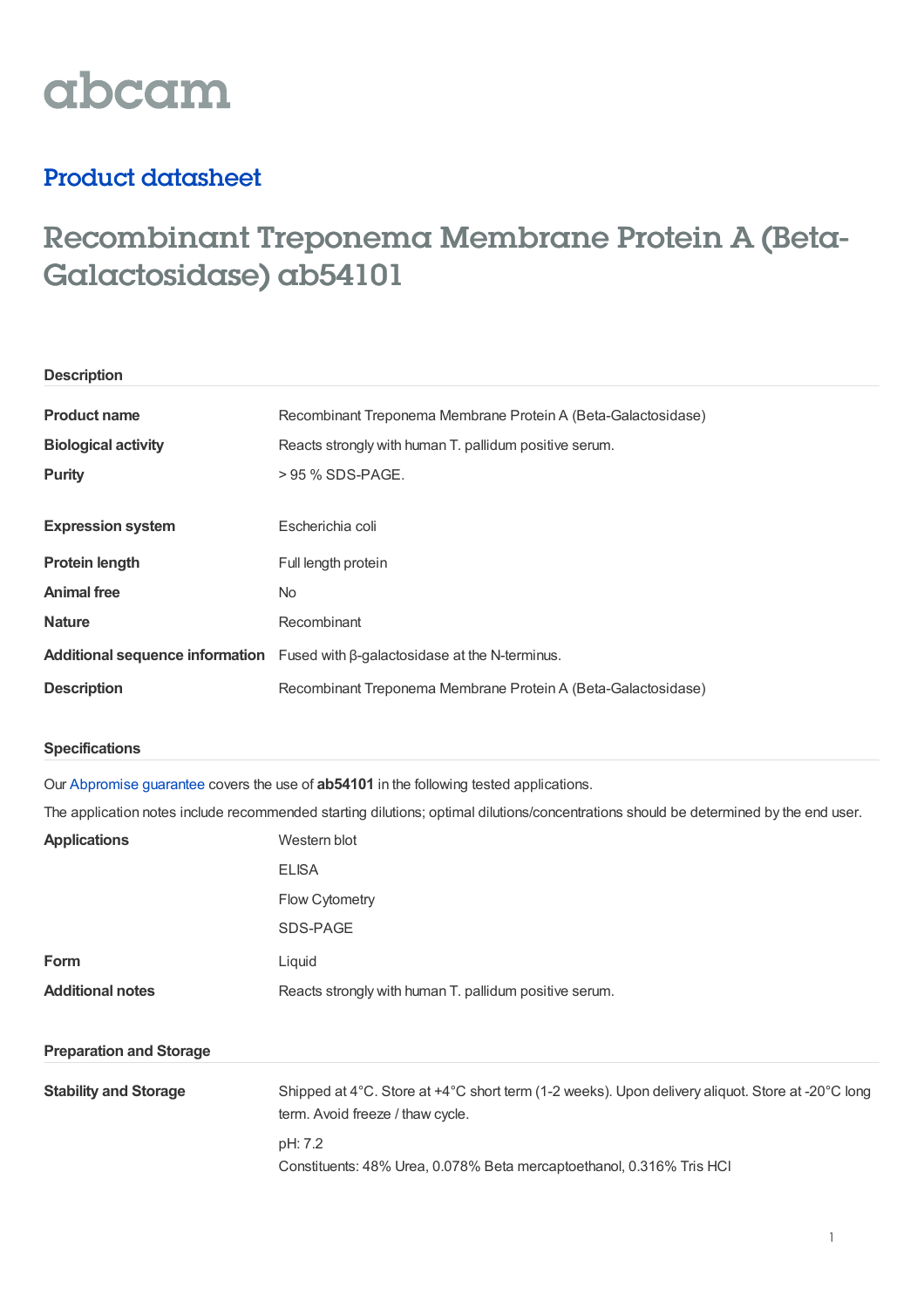abcam

## Product datasheet

# Recombinant Treponema Membrane Protein A (Beta-Galactosidase) ab54101

### Description

| | |
|---|---|
| **Product name** | Recombinant Treponema Membrane Protein A (Beta-Galactosidase) |
| **Biological activity** | Reacts strongly with human T. pallidum positive serum. |
| **Purity** | > 95 % SDS-PAGE. |
| **Expression system** | Escherichia coli |
| **Protein length** | Full length protein |
| **Animal free** | No |
| **Nature** | Recombinant |
| **Additional sequence information** | Fused with β-galactosidase at the N-terminus. |
| **Description** | Recombinant Treponema Membrane Protein A (Beta-Galactosidase) |

### Specifications

Our Abpromise guarantee covers the use of **ab54101** in the following tested applications.

The application notes include recommended starting dilutions; optimal dilutions/concentrations should be determined by the end user.

| | |
|---|---|
| **Applications** | Western blot<br>ELISA<br>Flow Cytometry<br>SDS-PAGE |
| **Form** | Liquid |
| **Additional notes** | Reacts strongly with human T. pallidum positive serum. |

### Preparation and Storage

| | |
|---|---|
| **Stability and Storage** | Shipped at 4°C. Store at +4°C short term (1-2 weeks). Upon delivery aliquot. Store at -20°C long term. Avoid freeze / thaw cycle.<br><br>pH: 7.2<br>Constituents: 48% Urea, 0.078% Beta mercaptoethanol, 0.316% Tris HCl |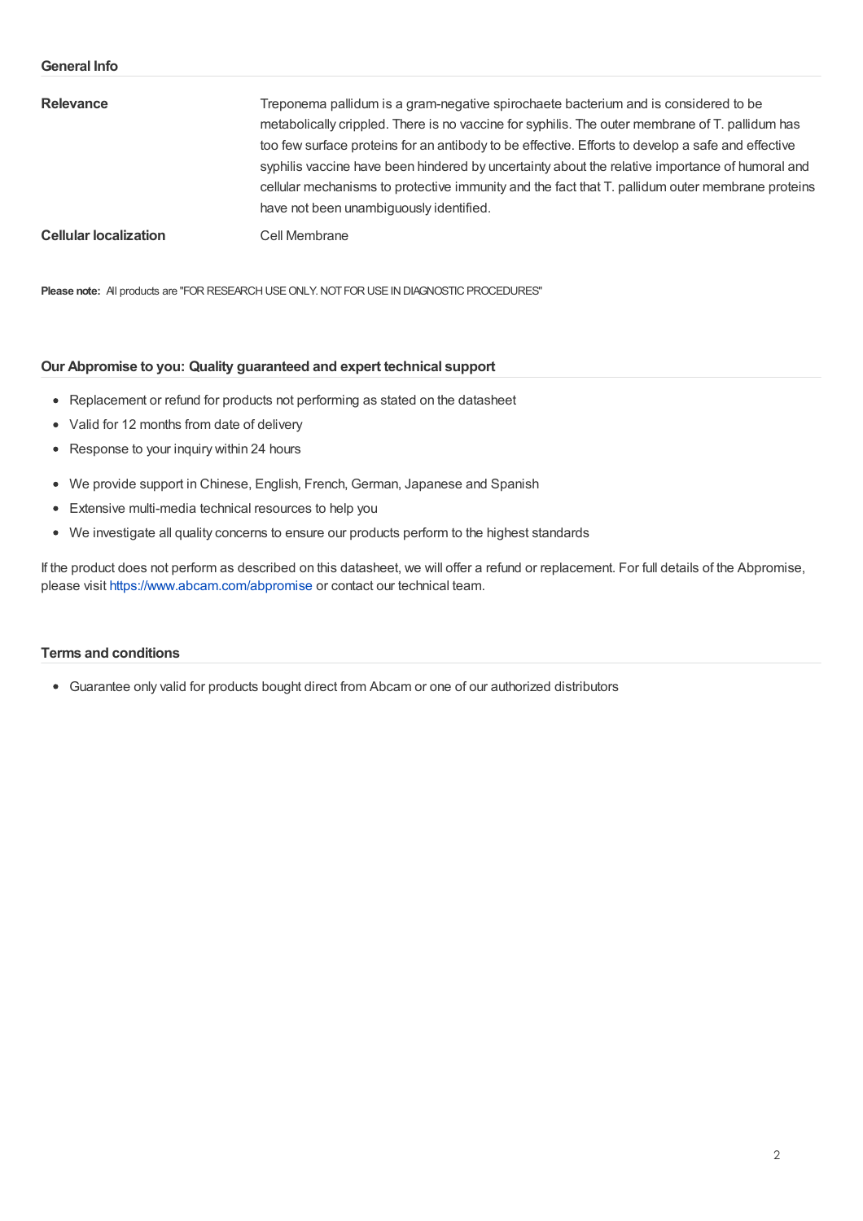## General Info

| | |
|---|---|
| **Relevance** | Treponema pallidum is a gram-negative spirochaete bacterium and is considered to be metabolically crippled. There is no vaccine for syphilis. The outer membrane of T. pallidum has too few surface proteins for an antibody to be effective. Efforts to develop a safe and effective syphilis vaccine have been hindered by uncertainty about the relative importance of humoral and cellular mechanisms to protective immunity and the fact that T. pallidum outer membrane proteins have not been unambiguously identified. |
| **Cellular localization** | Cell Membrane |

**Please note:** All products are "FOR RESEARCH USE ONLY. NOT FOR USE IN DIAGNOSTIC PROCEDURES"

## Our Abpromise to you: Quality guaranteed and expert technical support

- Replacement or refund for products not performing as stated on the datasheet
- Valid for 12 months from date of delivery
- Response to your inquiry within 24 hours

- We provide support in Chinese, English, French, German, Japanese and Spanish
- Extensive multi-media technical resources to help you
- We investigate all quality concerns to ensure our products perform to the highest standards

If the product does not perform as described on this datasheet, we will offer a refund or replacement. For full details of the Abpromise, please visit https://www.abcam.com/abpromise or contact our technical team.

## Terms and conditions

- Guarantee only valid for products bought direct from Abcam or one of our authorized distributors